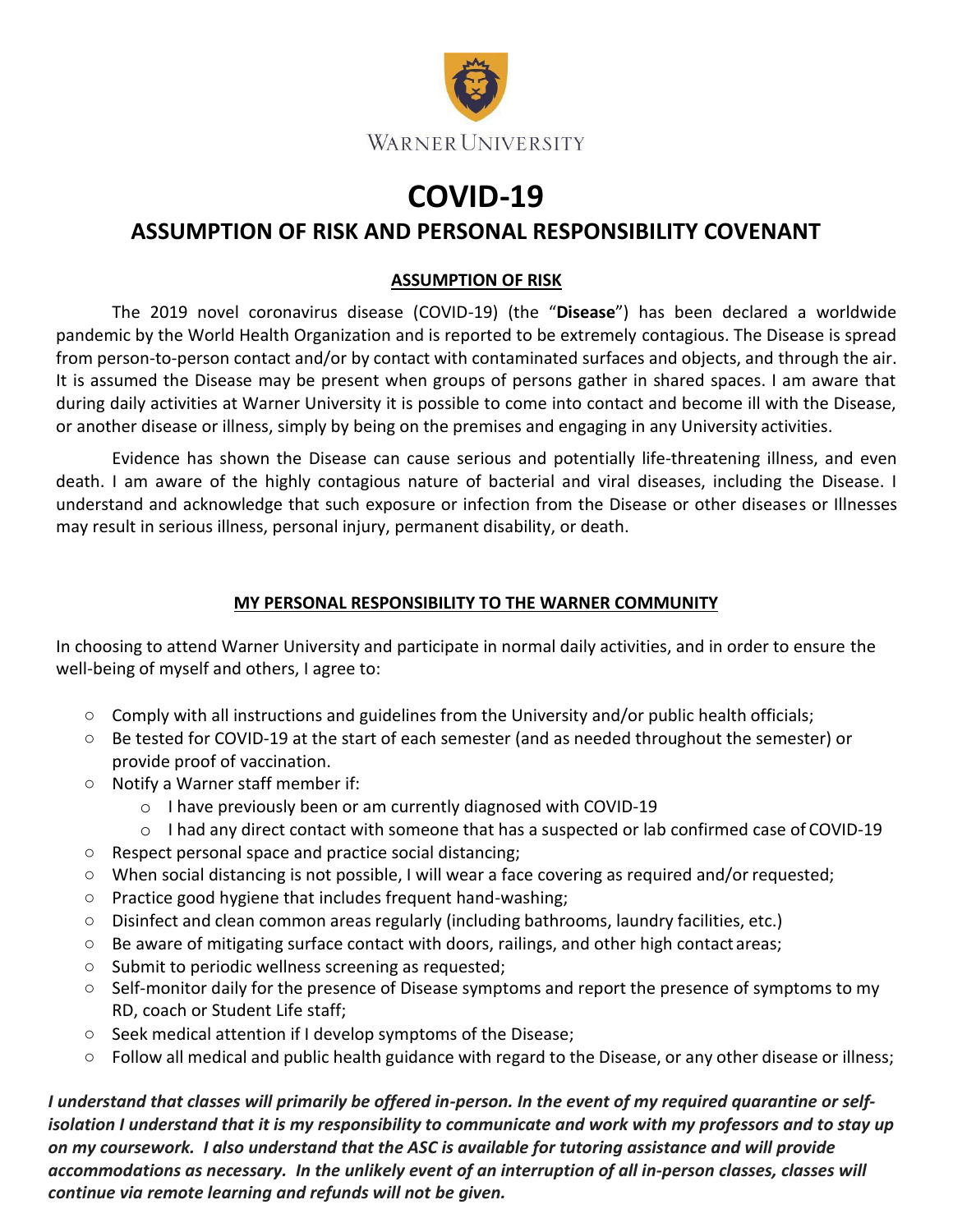WARNER UNIVERSITY

# COVID-19

## ASSUMPTION OF RISK AND PERSONAL RESPONSIBILITY COVENANT

### ASSUMPTION OF RISK

The 2019 novel coronavirus disease (COVID-19) (the "**Disease**") has been declared a worldwide pandemic by the World Health Organization and is reported to be extremely contagious. The Disease is spread from person-to-person contact and/or by contact with contaminated surfaces and objects, and through the air. It is assumed the Disease may be present when groups of persons gather in shared spaces. I am aware that during daily activities at Warner University it is possible to come into contact and become ill with the Disease, or another disease or illness, simply by being on the premises and engaging in any University activities.

Evidence has shown the Disease can cause serious and potentially life-threatening illness, and even death. I am aware of the highly contagious nature of bacterial and viral diseases, including the Disease. I understand and acknowledge that such exposure or infection from the Disease or other diseases or Illnesses may result in serious illness, personal injury, permanent disability, or death.

### MY PERSONAL RESPONSIBILITY TO THE WARNER COMMUNITY

In choosing to attend Warner University and participate in normal daily activities, and in order to ensure the well-being of myself and others, I agree to:

- Comply with all instructions and guidelines from the University and/or public health officials;
- Be tested for COVID-19 at the start of each semester (and as needed throughout the semester) or provide proof of vaccination.
- Notify a Warner staff member if:
  - I have previously been or am currently diagnosed with COVID-19
  - I had any direct contact with someone that has a suspected or lab confirmed case of COVID-19
- Respect personal space and practice social distancing;
- When social distancing is not possible, I will wear a face covering as required and/or requested;
- Practice good hygiene that includes frequent hand-washing;
- Disinfect and clean common areas regularly (including bathrooms, laundry facilities, etc.)
- Be aware of mitigating surface contact with doors, railings, and other high contact areas;
- Submit to periodic wellness screening as requested;
- Self-monitor daily for the presence of Disease symptoms and report the presence of symptoms to my RD, coach or Student Life staff;
- Seek medical attention if I develop symptoms of the Disease;
- Follow all medical and public health guidance with regard to the Disease, or any other disease or illness;

***I understand that classes will primarily be offered in-person. In the event of my required quarantine or self-isolation I understand that it is my responsibility to communicate and work with my professors and to stay up on my coursework. I also understand that the ASC is available for tutoring assistance and will provide accommodations as necessary. In the unlikely event of an interruption of all in-person classes, classes will continue via remote learning and refunds will not be given.***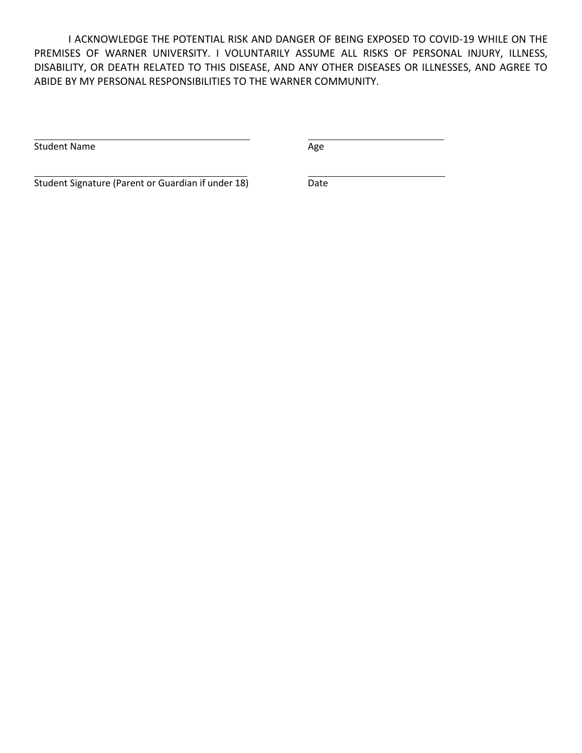I ACKNOWLEDGE THE POTENTIAL RISK AND DANGER OF BEING EXPOSED TO COVID-19 WHILE ON THE PREMISES OF WARNER UNIVERSITY. I VOLUNTARILY ASSUME ALL RISKS OF PERSONAL INJURY, ILLNESS, DISABILITY, OR DEATH RELATED TO THIS DISEASE, AND ANY OTHER DISEASES OR ILLNESSES, AND AGREE TO ABIDE BY MY PERSONAL RESPONSIBILITIES TO THE WARNER COMMUNITY.

| | |
|---|---|
| ______________________________ | ______________________ |
| Student Name | Age |
| ______________________________ | ______________________ |
| Student Signature (Parent or Guardian if under 18) | Date |